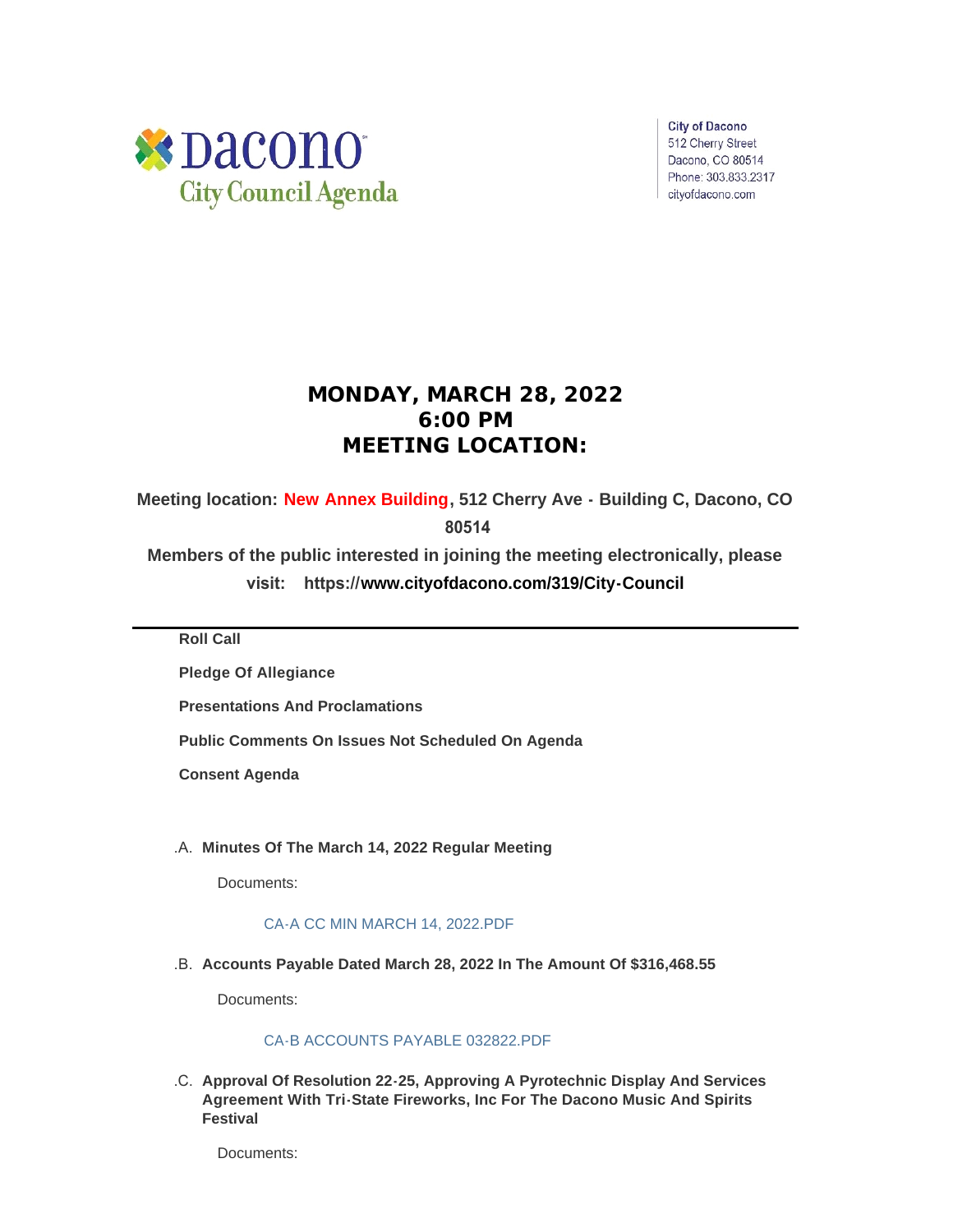Dacono City Council Agenda

City of Dacono
512 Cherry Street
Dacono, CO 80514
Phone: 303.833.2317
cityofdacono.com

# MONDAY, MARCH 28, 2022
# 6:00 PM
# MEETING LOCATION:

**Meeting location: New Annex Building, 512 Cherry Ave - Building C, Dacono, CO 80514**

**Members of the public interested in joining the meeting electronically, please visit: https://www.cityofdacono.com/319/City-Council**

---

**Roll Call**

**Pledge Of Allegiance**

**Presentations And Proclamations**

**Public Comments On Issues Not Scheduled On Agenda**

**Consent Agenda**

.A. **Minutes Of The March 14, 2022 Regular Meeting**

Documents:

CA-A CC MIN MARCH 14, 2022.PDF

.B. **Accounts Payable Dated March 28, 2022 In The Amount Of $316,468.55**

Documents:

CA-B ACCOUNTS PAYABLE 032822.PDF

.C. **Approval Of Resolution 22-25, Approving A Pyrotechnic Display And Services Agreement With Tri-State Fireworks, Inc For The Dacono Music And Spirits Festival**

Documents: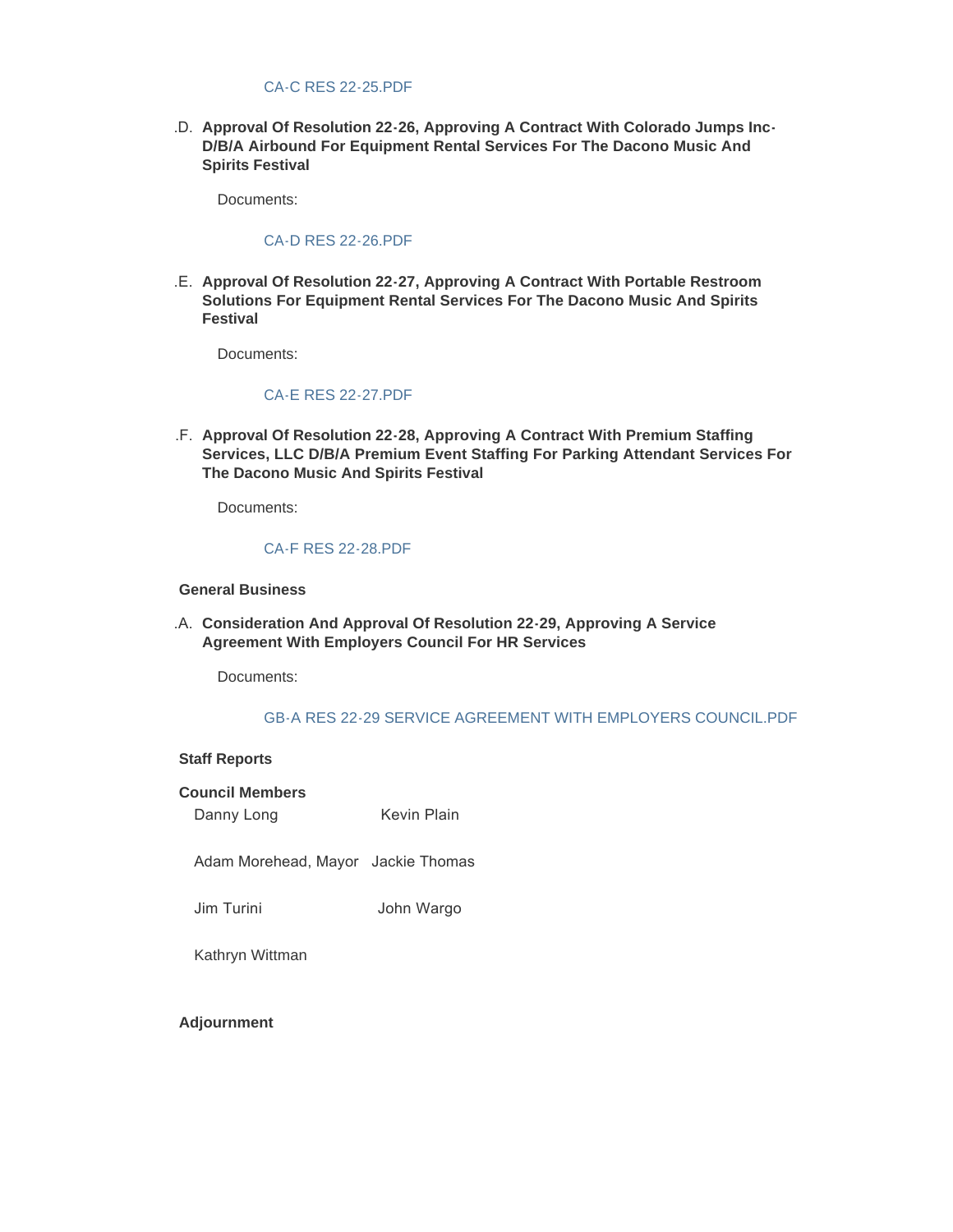CA-C RES 22-25.PDF

.D. **Approval Of Resolution 22-26, Approving A Contract With Colorado Jumps Inc-D/B/A Airbound For Equipment Rental Services For The Dacono Music And Spirits Festival**

Documents:

CA-D RES 22-26.PDF

.E. **Approval Of Resolution 22-27, Approving A Contract With Portable Restroom Solutions For Equipment Rental Services For The Dacono Music And Spirits Festival**

Documents:

CA-E RES 22-27.PDF

.F. **Approval Of Resolution 22-28, Approving A Contract With Premium Staffing Services, LLC D/B/A Premium Event Staffing For Parking Attendant Services For The Dacono Music And Spirits Festival**

Documents:

CA-F RES 22-28.PDF

**General Business**

.A. **Consideration And Approval Of Resolution 22-29, Approving A Service Agreement With Employers Council For HR Services**

Documents:

GB-A RES 22-29 SERVICE AGREEMENT WITH EMPLOYERS COUNCIL.PDF

**Staff Reports**

**Council Members**

Danny Long

Kevin Plain

Adam Morehead, Mayor

Jackie Thomas

Jim Turini

John Wargo

Kathryn Wittman

**Adjournment**